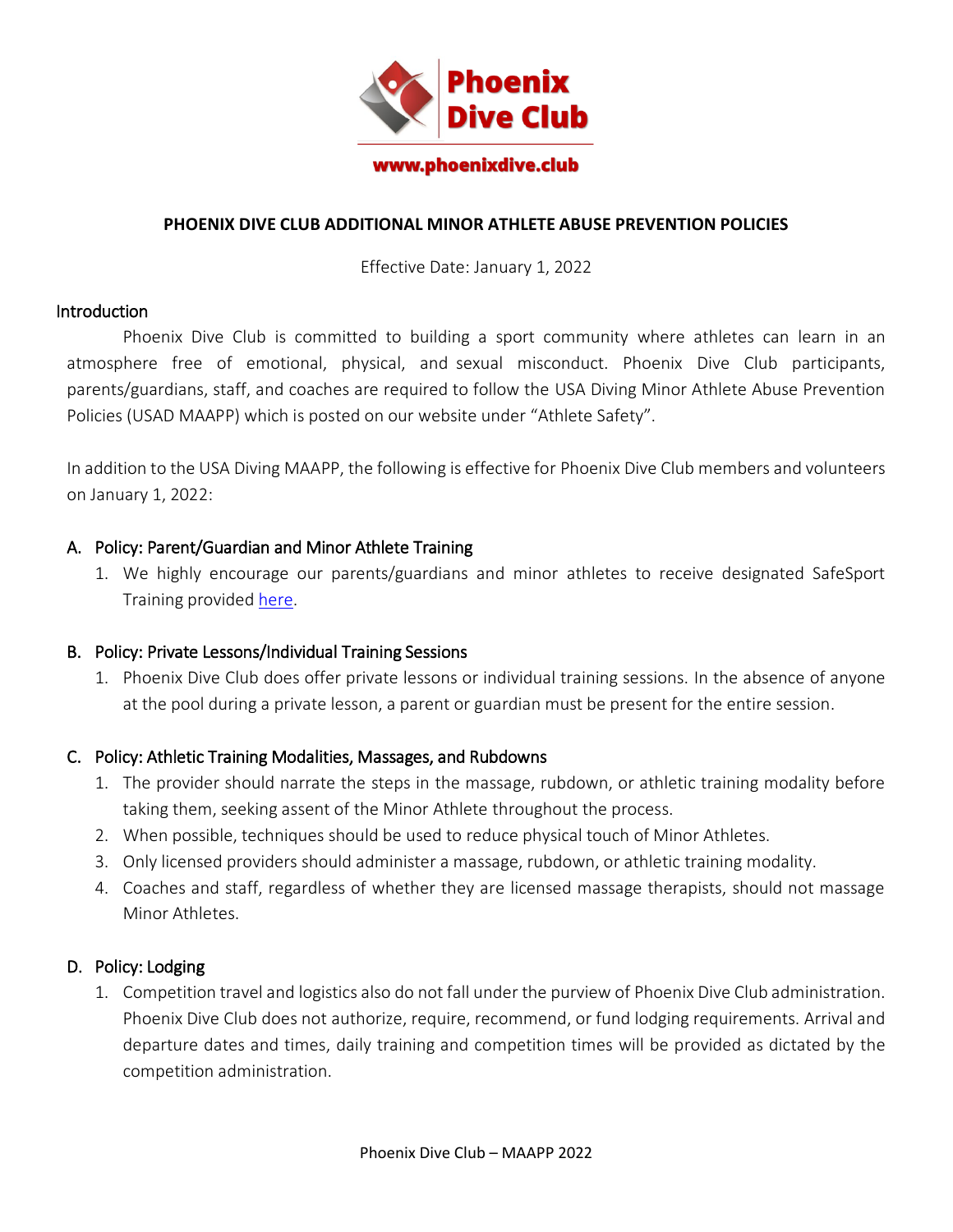Phoenix Dive Club

www.phoenixdive.club

# PHOENIX DIVE CLUB ADDITIONAL MINOR ATHLETE ABUSE PREVENTION POLICIES

Effective Date: January 1, 2022

## Introduction

Phoenix Dive Club is committed to building a sport community where athletes can learn in an atmosphere free of emotional, physical, and sexual misconduct. Phoenix Dive Club participants, parents/guardians, staff, and coaches are required to follow the USA Diving Minor Athlete Abuse Prevention Policies (USAD MAAPP) which is posted on our website under "Athlete Safety".

In addition to the USA Diving MAAPP, the following is effective for Phoenix Dive Club members and volunteers on January 1, 2022:

### A. Policy: Parent/Guardian and Minor Athlete Training

1. We highly encourage our parents/guardians and minor athletes to receive designated SafeSport Training provided here.

### B. Policy: Private Lessons/Individual Training Sessions

1. Phoenix Dive Club does offer private lessons or individual training sessions. In the absence of anyone at the pool during a private lesson, a parent or guardian must be present for the entire session.

### C. Policy: Athletic Training Modalities, Massages, and Rubdowns

1. The provider should narrate the steps in the massage, rubdown, or athletic training modality before taking them, seeking assent of the Minor Athlete throughout the process.
2. When possible, techniques should be used to reduce physical touch of Minor Athletes.
3. Only licensed providers should administer a massage, rubdown, or athletic training modality.
4. Coaches and staff, regardless of whether they are licensed massage therapists, should not massage Minor Athletes.

### D. Policy: Lodging

1. Competition travel and logistics also do not fall under the purview of Phoenix Dive Club administration. Phoenix Dive Club does not authorize, require, recommend, or fund lodging requirements. Arrival and departure dates and times, daily training and competition times will be provided as dictated by the competition administration.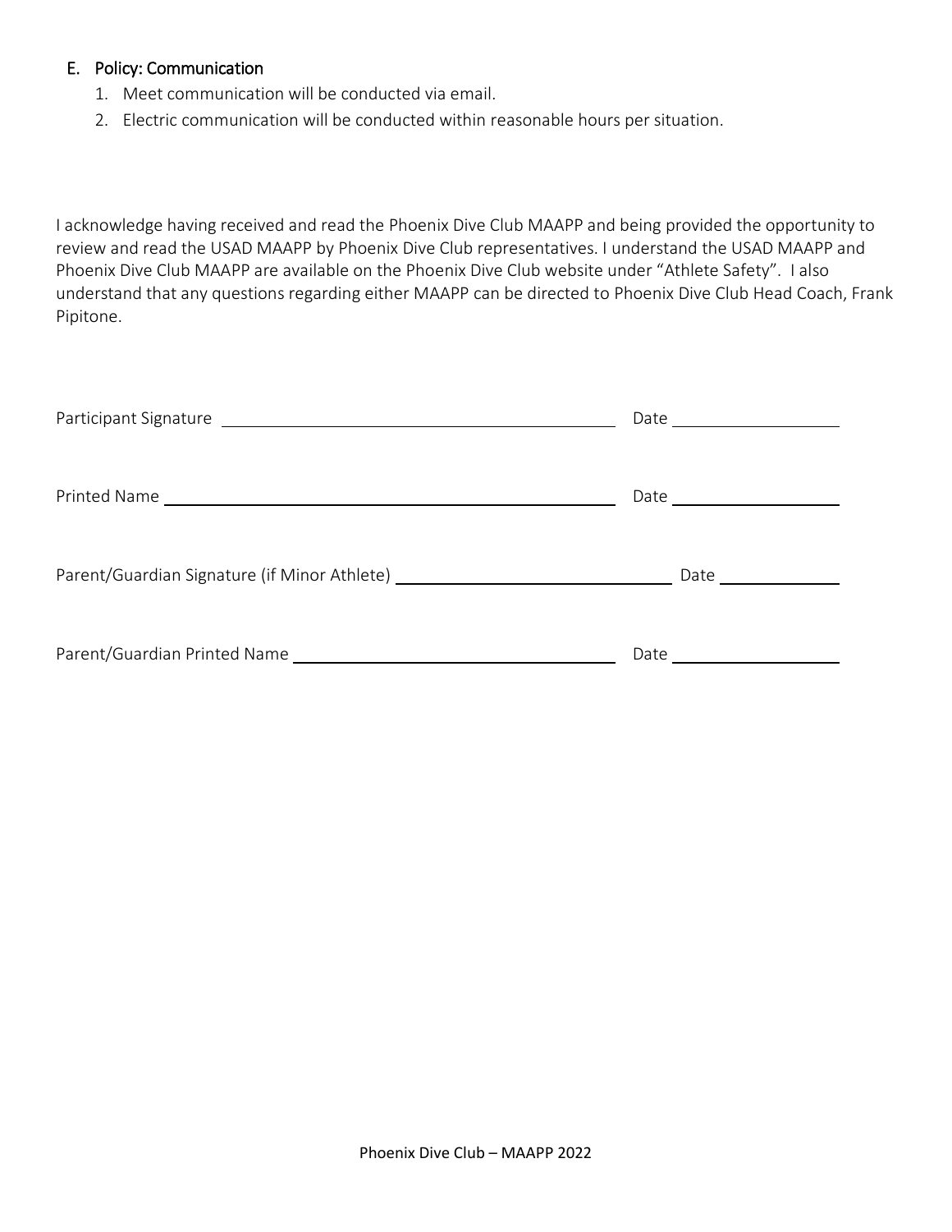## E. Policy: Communication

1. Meet communication will be conducted via email.
2. Electric communication will be conducted within reasonable hours per situation.

I acknowledge having received and read the Phoenix Dive Club MAAPP and being provided the opportunity to review and read the USAD MAAPP by Phoenix Dive Club representatives. I understand the USAD MAAPP and Phoenix Dive Club MAAPP are available on the Phoenix Dive Club website under "Athlete Safety". I also understand that any questions regarding either MAAPP can be directed to Phoenix Dive Club Head Coach, Frank Pipitone.

Participant Signature ______________________________ Date ______________

Printed Name ______________________________ Date ______________

Parent/Guardian Signature (if Minor Athlete) ______________________________ Date ______________

Parent/Guardian Printed Name ______________________________ Date ______________

Phoenix Dive Club – MAAPP 2022